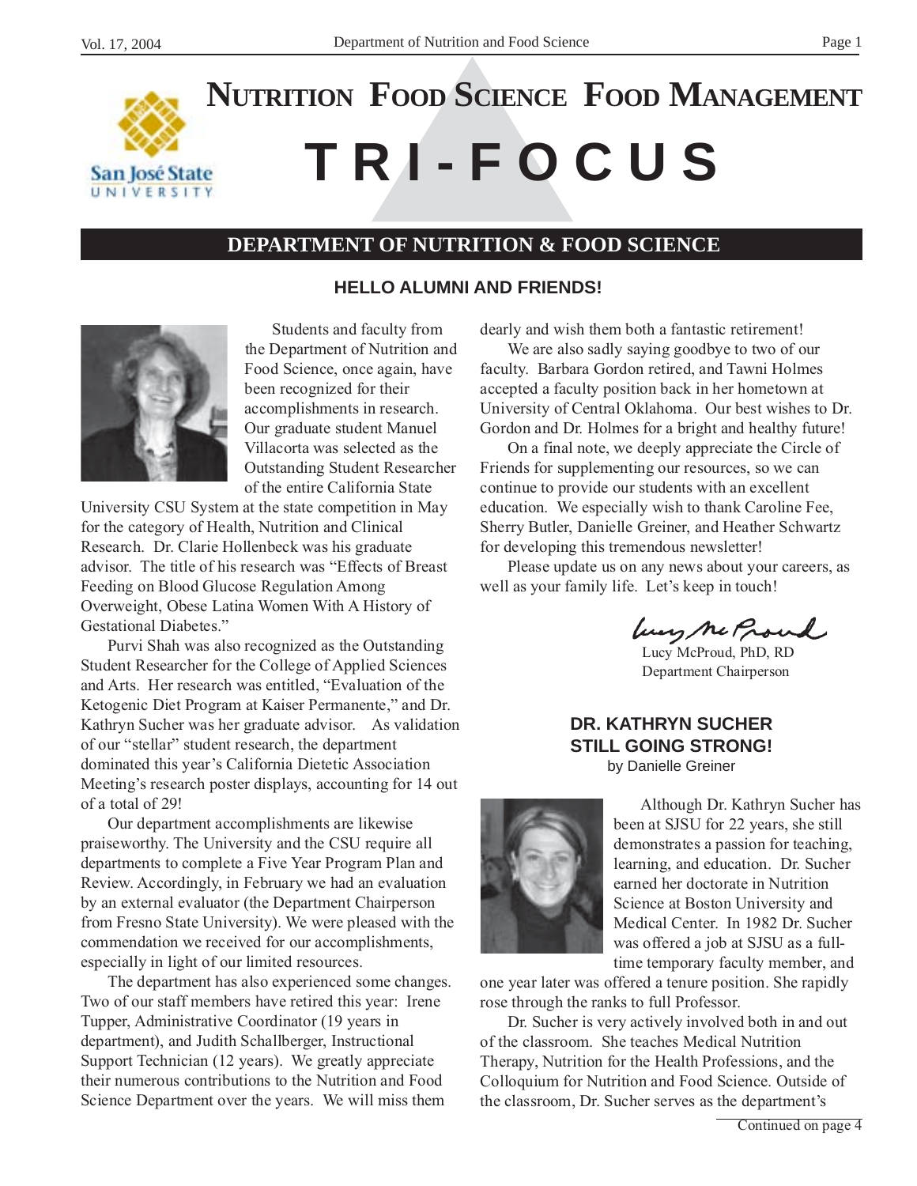# NUTRITION FOOD SCIENCE FOOD MANAGEMENT

# TRI-FOCUS

## DEPARTMENT OF NUTRITION & FOOD SCIENCE

### HELLO ALUMNI AND FRIENDS!

Students and faculty from the Department of Nutrition and Food Science, once again, have been recognized for their accomplishments in research. Our graduate student Manuel Villacorta was selected as the Outstanding Student Researcher of the entire California State University CSU System at the state competition in May for the category of Health, Nutrition and Clinical Research. Dr. Clarie Hollenbeck was his graduate advisor. The title of his research was "Effects of Breast Feeding on Blood Glucose Regulation Among Overweight, Obese Latina Women With A History of Gestational Diabetes."

Purvi Shah was also recognized as the Outstanding Student Researcher for the College of Applied Sciences and Arts. Her research was entitled, "Evaluation of the Ketogenic Diet Program at Kaiser Permanente," and Dr. Kathryn Sucher was her graduate advisor. As validation of our "stellar" student research, the department dominated this year's California Dietetic Association Meeting's research poster displays, accounting for 14 out of a total of 29!

Our department accomplishments are likewise praiseworthy. The University and the CSU require all departments to complete a Five Year Program Plan and Review. Accordingly, in February we had an evaluation by an external evaluator (the Department Chairperson from Fresno State University). We were pleased with the commendation we received for our accomplishments, especially in light of our limited resources.

The department has also experienced some changes. Two of our staff members have retired this year: Irene Tupper, Administrative Coordinator (19 years in department), and Judith Schallberger, Instructional Support Technician (12 years). We greatly appreciate their numerous contributions to the Nutrition and Food Science Department over the years. We will miss them dearly and wish them both a fantastic retirement!

We are also sadly saying goodbye to two of our faculty. Barbara Gordon retired, and Tawni Holmes accepted a faculty position back in her hometown at University of Central Oklahoma. Our best wishes to Dr. Gordon and Dr. Holmes for a bright and healthy future!

On a final note, we deeply appreciate the Circle of Friends for supplementing our resources, so we can continue to provide our students with an excellent education. We especially wish to thank Caroline Fee, Sherry Butler, Danielle Greiner, and Heather Schwartz for developing this tremendous newsletter!

Please update us on any news about your careers, as well as your family life. Let's keep in touch!

Lucy McProud, PhD, RD
Department Chairperson

### DR. KATHRYN SUCHER STILL GOING STRONG!

by Danielle Greiner

Although Dr. Kathryn Sucher has been at SJSU for 22 years, she still demonstrates a passion for teaching, learning, and education. Dr. Sucher earned her doctorate in Nutrition Science at Boston University and Medical Center. In 1982 Dr. Sucher was offered a job at SJSU as a full-time temporary faculty member, and one year later was offered a tenure position. She rapidly rose through the ranks to full Professor.

Dr. Sucher is very actively involved both in and out of the classroom. She teaches Medical Nutrition Therapy, Nutrition for the Health Professions, and the Colloquium for Nutrition and Food Science. Outside of the classroom, Dr. Sucher serves as the department's

Continued on page 4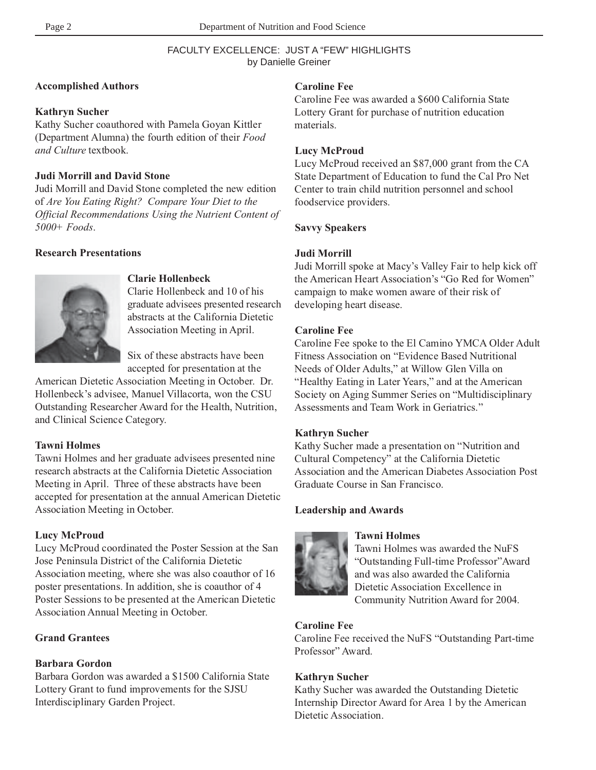## FACULTY EXCELLENCE: JUST A "FEW" HIGHLIGHTS

by Danielle Greiner

### Accomplished Authors

**Kathryn Sucher**

Kathy Sucher coauthored with Pamela Goyan Kittler (Department Alumna) the fourth edition of their *Food and Culture* textbook.

**Judi Morrill and David Stone**

Judi Morrill and David Stone completed the new edition of *Are You Eating Right? Compare Your Diet to the Official Recommendations Using the Nutrient Content of 5000+ Foods*.

### Research Presentations

**Clarie Hollenbeck**

Clarie Hollenbeck and 10 of his graduate advisees presented research abstracts at the California Dietetic Association Meeting in April.

Six of these abstracts have been accepted for presentation at the American Dietetic Association Meeting in October. Dr. Hollenbeck's advisee, Manuel Villacorta, won the CSU Outstanding Researcher Award for the Health, Nutrition, and Clinical Science Category.

**Tawni Holmes**

Tawni Holmes and her graduate advisees presented nine research abstracts at the California Dietetic Association Meeting in April. Three of these abstracts have been accepted for presentation at the annual American Dietetic Association Meeting in October.

**Lucy McProud**

Lucy McProud coordinated the Poster Session at the San Jose Peninsula District of the California Dietetic Association meeting, where she was also coauthor of 16 poster presentations. In addition, she is coauthor of 4 Poster Sessions to be presented at the American Dietetic Association Annual Meeting in October.

### Grand Grantees

**Barbara Gordon**

Barbara Gordon was awarded a $1500 California State Lottery Grant to fund improvements for the SJSU Interdisciplinary Garden Project.

**Caroline Fee**

Caroline Fee was awarded a $600 California State Lottery Grant for purchase of nutrition education materials.

**Lucy McProud**

Lucy McProud received an $87,000 grant from the CA State Department of Education to fund the Cal Pro Net Center to train child nutrition personnel and school foodservice providers.

### Savvy Speakers

**Judi Morrill**

Judi Morrill spoke at Macy's Valley Fair to help kick off the American Heart Association's "Go Red for Women" campaign to make women aware of their risk of developing heart disease.

**Caroline Fee**

Caroline Fee spoke to the El Camino YMCA Older Adult Fitness Association on "Evidence Based Nutritional Needs of Older Adults," at Willow Glen Villa on "Healthy Eating in Later Years," and at the American Society on Aging Summer Series on "Multidisciplinary Assessments and Team Work in Geriatrics."

**Kathryn Sucher**

Kathy Sucher made a presentation on "Nutrition and Cultural Competency" at the California Dietetic Association and the American Diabetes Association Post Graduate Course in San Francisco.

### Leadership and Awards

**Tawni Holmes**

Tawni Holmes was awarded the NuFS "Outstanding Full-time Professor" Award and was also awarded the California Dietetic Association Excellence in Community Nutrition Award for 2004.

**Caroline Fee**

Caroline Fee received the NuFS "Outstanding Part-time Professor" Award.

**Kathryn Sucher**

Kathy Sucher was awarded the Outstanding Dietetic Internship Director Award for Area 1 by the American Dietetic Association.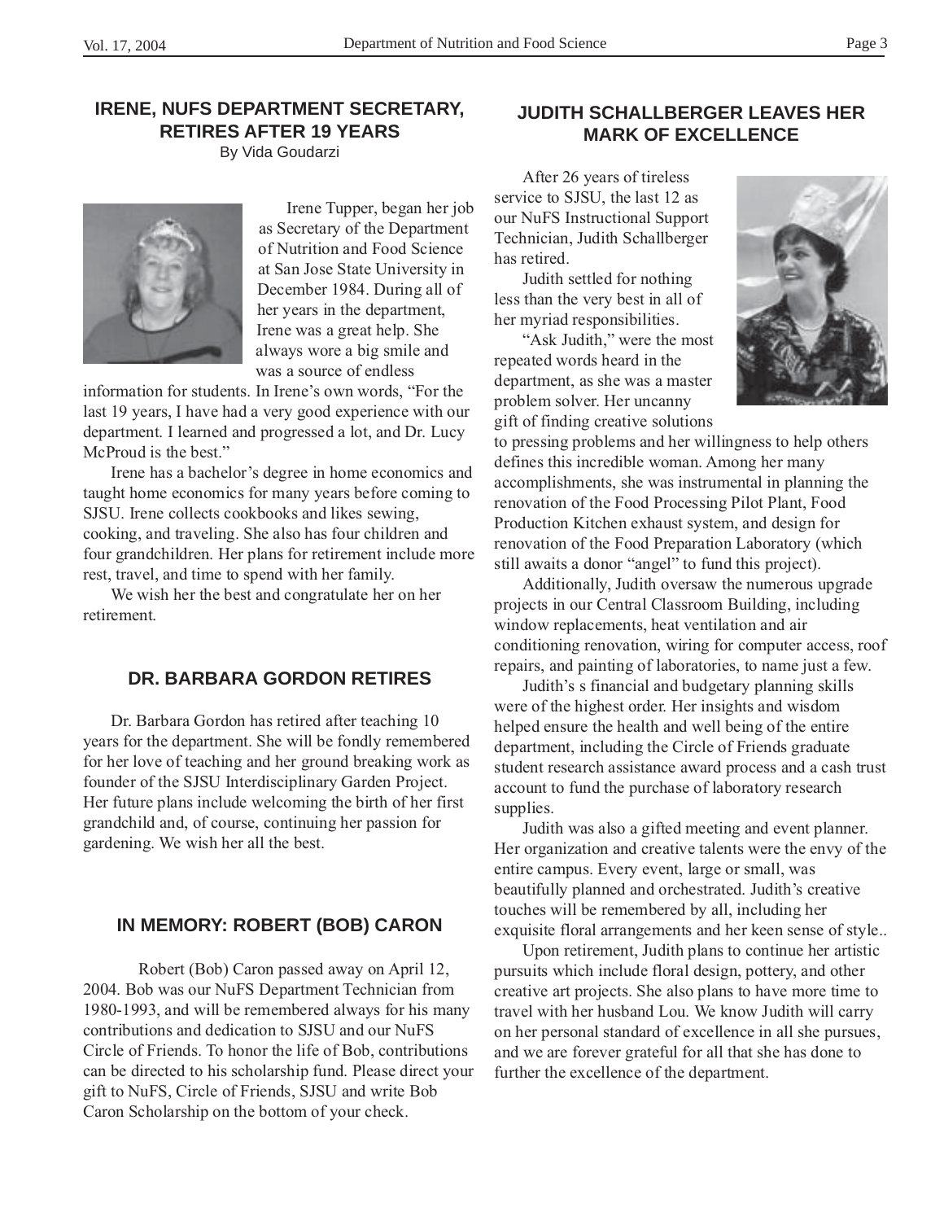## IRENE, NUFS DEPARTMENT SECRETARY, RETIRES AFTER 19 YEARS

By Vida Goudarzi

Irene Tupper, began her job as Secretary of the Department of Nutrition and Food Science at San Jose State University in December 1984. During all of her years in the department, Irene was a great help. She always wore a big smile and was a source of endless information for students. In Irene's own words, "For the last 19 years, I have had a very good experience with our department. I learned and progressed a lot, and Dr. Lucy McProud is the best."

Irene has a bachelor's degree in home economics and taught home economics for many years before coming to SJSU. Irene collects cookbooks and likes sewing, cooking, and traveling. She also has four children and four grandchildren. Her plans for retirement include more rest, travel, and time to spend with her family.

We wish her the best and congratulate her on her retirement.

## DR. BARBARA GORDON RETIRES

Dr. Barbara Gordon has retired after teaching 10 years for the department. She will be fondly remembered for her love of teaching and her ground breaking work as founder of the SJSU Interdisciplinary Garden Project. Her future plans include welcoming the birth of her first grandchild and, of course, continuing her passion for gardening. We wish her all the best.

## IN MEMORY: ROBERT (BOB) CARON

Robert (Bob) Caron passed away on April 12, 2004. Bob was our NuFS Department Technician from 1980-1993, and will be remembered always for his many contributions and dedication to SJSU and our NuFS Circle of Friends. To honor the life of Bob, contributions can be directed to his scholarship fund. Please direct your gift to NuFS, Circle of Friends, SJSU and write Bob Caron Scholarship on the bottom of your check.

## JUDITH SCHALLBERGER LEAVES HER MARK OF EXCELLENCE

After 26 years of tireless service to SJSU, the last 12 as our NuFS Instructional Support Technician, Judith Schallberger has retired.

Judith settled for nothing less than the very best in all of her myriad responsibilities.

"Ask Judith," were the most repeated words heard in the department, as she was a master problem solver. Her uncanny gift of finding creative solutions to pressing problems and her willingness to help others defines this incredible woman. Among her many accomplishments, she was instrumental in planning the renovation of the Food Processing Pilot Plant, Food Production Kitchen exhaust system, and design for renovation of the Food Preparation Laboratory (which still awaits a donor "angel" to fund this project).

Additionally, Judith oversaw the numerous upgrade projects in our Central Classroom Building, including window replacements, heat ventilation and air conditioning renovation, wiring for computer access, roof repairs, and painting of laboratories, to name just a few.

Judith's s financial and budgetary planning skills were of the highest order. Her insights and wisdom helped ensure the health and well being of the entire department, including the Circle of Friends graduate student research assistance award process and a cash trust account to fund the purchase of laboratory research supplies.

Judith was also a gifted meeting and event planner. Her organization and creative talents were the envy of the entire campus. Every event, large or small, was beautifully planned and orchestrated. Judith's creative touches will be remembered by all, including her exquisite floral arrangements and her keen sense of style..

Upon retirement, Judith plans to continue her artistic pursuits which include floral design, pottery, and other creative art projects. She also plans to have more time to travel with her husband Lou. We know Judith will carry on her personal standard of excellence in all she pursues, and we are forever grateful for all that she has done to further the excellence of the department.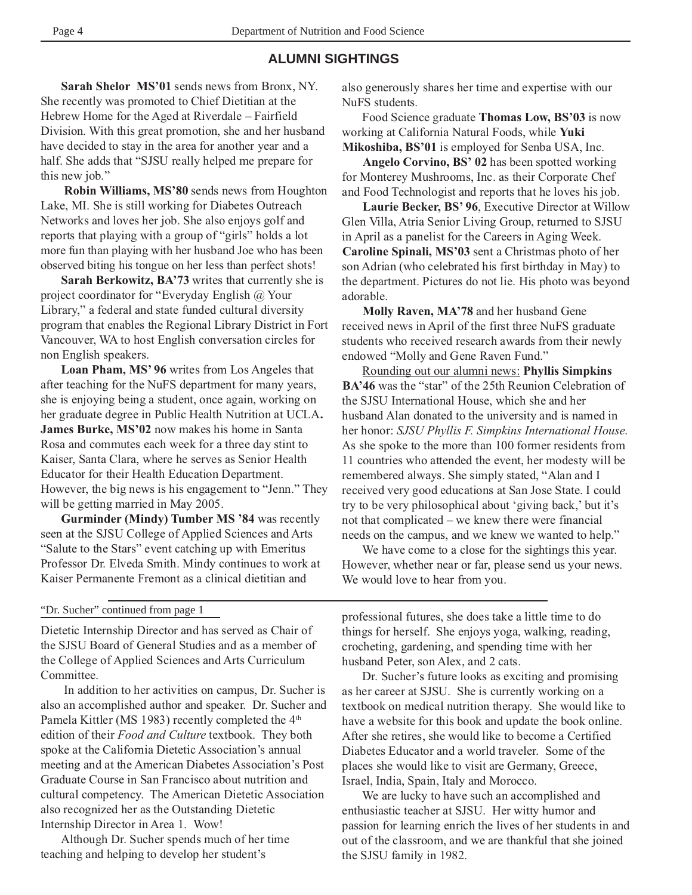## ALUMNI SIGHTINGS

**Sarah Shelor MS'01** sends news from Bronx, NY. She recently was promoted to Chief Dietitian at the Hebrew Home for the Aged at Riverdale – Fairfield Division. With this great promotion, she and her husband have decided to stay in the area for another year and a half. She adds that "SJSU really helped me prepare for this new job."

**Robin Williams, MS'80** sends news from Houghton Lake, MI. She is still working for Diabetes Outreach Networks and loves her job. She also enjoys golf and reports that playing with a group of "girls" holds a lot more fun than playing with her husband Joe who has been observed biting his tongue on her less than perfect shots!

**Sarah Berkowitz, BA'73** writes that currently she is project coordinator for "Everyday English @ Your Library," a federal and state funded cultural diversity program that enables the Regional Library District in Fort Vancouver, WA to host English conversation circles for non English speakers.

**Loan Pham, MS' 96** writes from Los Angeles that after teaching for the NuFS department for many years, she is enjoying being a student, once again, working on her graduate degree in Public Health Nutrition at UCLA**.** **James Burke, MS'02** now makes his home in Santa Rosa and commutes each week for a three day stint to Kaiser, Santa Clara, where he serves as Senior Health Educator for their Health Education Department. However, the big news is his engagement to "Jenn." They will be getting married in May 2005.

**Gurminder (Mindy) Tumber MS '84** was recently seen at the SJSU College of Applied Sciences and Arts "Salute to the Stars" event catching up with Emeritus Professor Dr. Elveda Smith. Mindy continues to work at Kaiser Permanente Fremont as a clinical dietitian and also generously shares her time and expertise with our NuFS students.

Food Science graduate **Thomas Low, BS'03** is now working at California Natural Foods, while **Yuki Mikoshiba, BS'01** is employed for Senba USA, Inc.

**Angelo Corvino, BS' 02** has been spotted working for Monterey Mushrooms, Inc. as their Corporate Chef and Food Technologist and reports that he loves his job.

**Laurie Becker, BS' 96**, Executive Director at Willow Glen Villa, Atria Senior Living Group, returned to SJSU in April as a panelist for the Careers in Aging Week. **Caroline Spinali, MS'03** sent a Christmas photo of her son Adrian (who celebrated his first birthday in May) to the department. Pictures do not lie. His photo was beyond adorable.

**Molly Raven, MA'78** and her husband Gene received news in April of the first three NuFS graduate students who received research awards from their newly endowed "Molly and Gene Raven Fund."

<u>Rounding out our alumni news:</u> **Phyllis Simpkins BA'46** was the "star" of the 25th Reunion Celebration of the SJSU International House, which she and her husband Alan donated to the university and is named in her honor: *SJSU Phyllis F. Simpkins International House*. As she spoke to the more than 100 former residents from 11 countries who attended the event, her modesty will be remembered always. She simply stated, "Alan and I received very good educations at San Jose State. I could try to be very philosophical about 'giving back,' but it's not that complicated – we knew there were financial needs on the campus, and we knew we wanted to help."

We have come to a close for the sightings this year. However, whether near or far, please send us your news. We would love to hear from you.

---

"Dr. Sucher" continued from page 1

Dietetic Internship Director and has served as Chair of the SJSU Board of General Studies and as a member of the College of Applied Sciences and Arts Curriculum Committee.

In addition to her activities on campus, Dr. Sucher is also an accomplished author and speaker. Dr. Sucher and Pamela Kittler (MS 1983) recently completed the 4th edition of their *Food and Culture* textbook. They both spoke at the California Dietetic Association's annual meeting and at the American Diabetes Association's Post Graduate Course in San Francisco about nutrition and cultural competency. The American Dietetic Association also recognized her as the Outstanding Dietetic Internship Director in Area 1. Wow!

Although Dr. Sucher spends much of her time teaching and helping to develop her student's professional futures, she does take a little time to do things for herself. She enjoys yoga, walking, reading, crocheting, gardening, and spending time with her husband Peter, son Alex, and 2 cats.

Dr. Sucher's future looks as exciting and promising as her career at SJSU. She is currently working on a textbook on medical nutrition therapy. She would like to have a website for this book and update the book online. After she retires, she would like to become a Certified Diabetes Educator and a world traveler. Some of the places she would like to visit are Germany, Greece, Israel, India, Spain, Italy and Morocco.

We are lucky to have such an accomplished and enthusiastic teacher at SJSU. Her witty humor and passion for learning enrich the lives of her students in and out of the classroom, and we are thankful that she joined the SJSU family in 1982.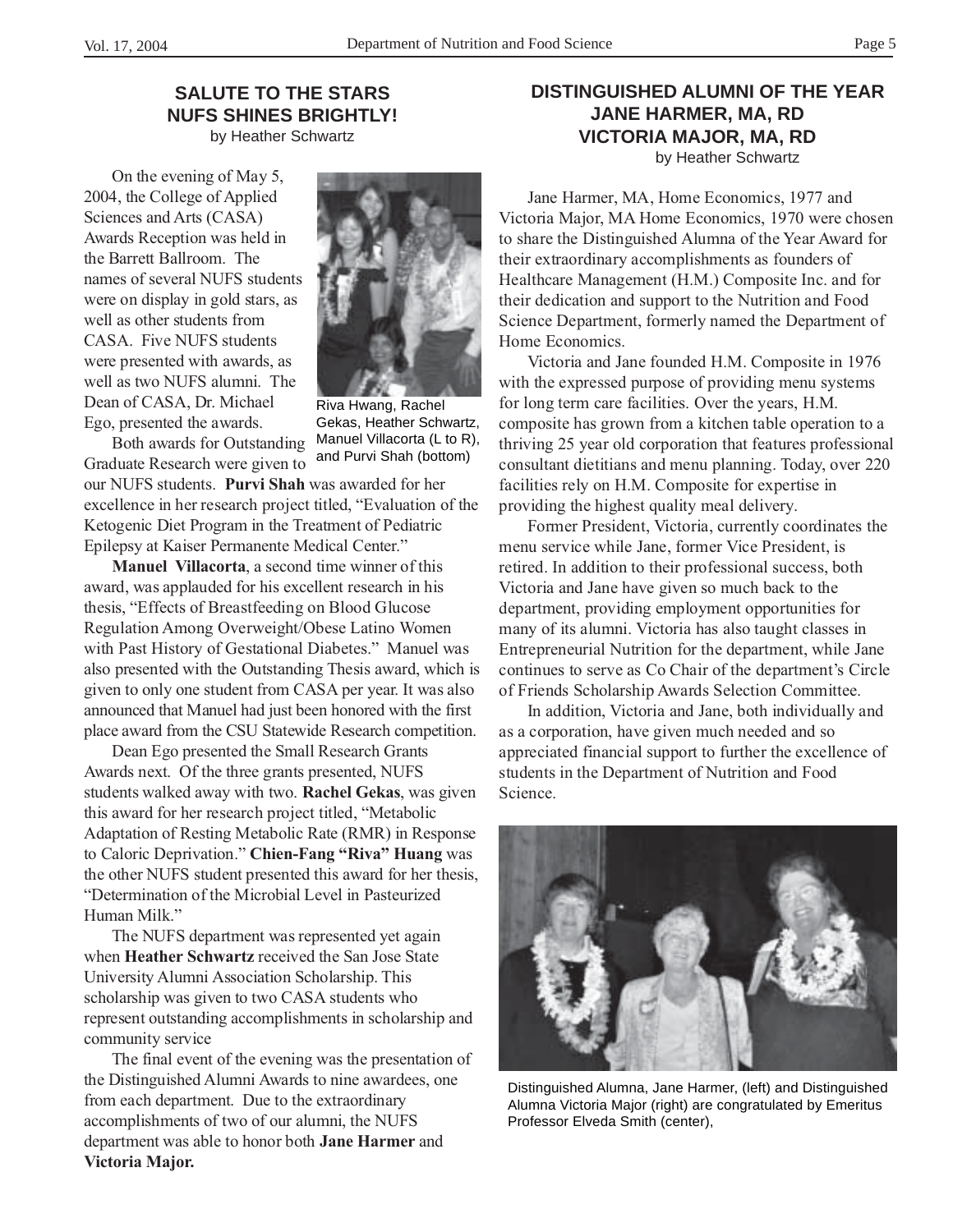## SALUTE TO THE STARS NUFS SHINES BRIGHTLY!

by Heather Schwartz

On the evening of May 5, 2004, the College of Applied Sciences and Arts (CASA) Awards Reception was held in the Barrett Ballroom. The names of several NUFS students were on display in gold stars, as well as other students from CASA. Five NUFS students were presented with awards, as well as two NUFS alumni. The Dean of CASA, Dr. Michael Ego, presented the awards.

Riva Hwang, Rachel Gekas, Heather Schwartz, Manuel Villacorta (L to R), and Purvi Shah (bottom)

Both awards for Outstanding Graduate Research were given to our NUFS students. **Purvi Shah** was awarded for her excellence in her research project titled, "Evaluation of the Ketogenic Diet Program in the Treatment of Pediatric Epilepsy at Kaiser Permanente Medical Center."

**Manuel Villacorta**, a second time winner of this award, was applauded for his excellent research in his thesis, "Effects of Breastfeeding on Blood Glucose Regulation Among Overweight/Obese Latino Women with Past History of Gestational Diabetes." Manuel was also presented with the Outstanding Thesis award, which is given to only one student from CASA per year. It was also announced that Manuel had just been honored with the first place award from the CSU Statewide Research competition.

Dean Ego presented the Small Research Grants Awards next. Of the three grants presented, NUFS students walked away with two. **Rachel Gekas**, was given this award for her research project titled, "Metabolic Adaptation of Resting Metabolic Rate (RMR) in Response to Caloric Deprivation." **Chien-Fang "Riva" Huang** was the other NUFS student presented this award for her thesis, "Determination of the Microbial Level in Pasteurized Human Milk."

The NUFS department was represented yet again when **Heather Schwartz** received the San Jose State University Alumni Association Scholarship. This scholarship was given to two CASA students who represent outstanding accomplishments in scholarship and community service

The final event of the evening was the presentation of the Distinguished Alumni Awards to nine awardees, one from each department. Due to the extraordinary accomplishments of two of our alumni, the NUFS department was able to honor both **Jane Harmer** and **Victoria Major.**

## DISTINGUISHED ALUMNI OF THE YEAR JANE HARMER, MA, RD VICTORIA MAJOR, MA, RD

by Heather Schwartz

Jane Harmer, MA, Home Economics, 1977 and Victoria Major, MA Home Economics, 1970 were chosen to share the Distinguished Alumna of the Year Award for their extraordinary accomplishments as founders of Healthcare Management (H.M.) Composite Inc. and for their dedication and support to the Nutrition and Food Science Department, formerly named the Department of Home Economics.

Victoria and Jane founded H.M. Composite in 1976 with the expressed purpose of providing menu systems for long term care facilities. Over the years, H.M. composite has grown from a kitchen table operation to a thriving 25 year old corporation that features professional consultant dietitians and menu planning. Today, over 220 facilities rely on H.M. Composite for expertise in providing the highest quality meal delivery.

Former President, Victoria, currently coordinates the menu service while Jane, former Vice President, is retired. In addition to their professional success, both Victoria and Jane have given so much back to the department, providing employment opportunities for many of its alumni. Victoria has also taught classes in Entrepreneurial Nutrition for the department, while Jane continues to serve as Co Chair of the department's Circle of Friends Scholarship Awards Selection Committee.

In addition, Victoria and Jane, both individually and as a corporation, have given much needed and so appreciated financial support to further the excellence of students in the Department of Nutrition and Food Science.

Distinguished Alumna, Jane Harmer, (left) and Distinguished Alumna Victoria Major (right) are congratulated by Emeritus Professor Elveda Smith (center),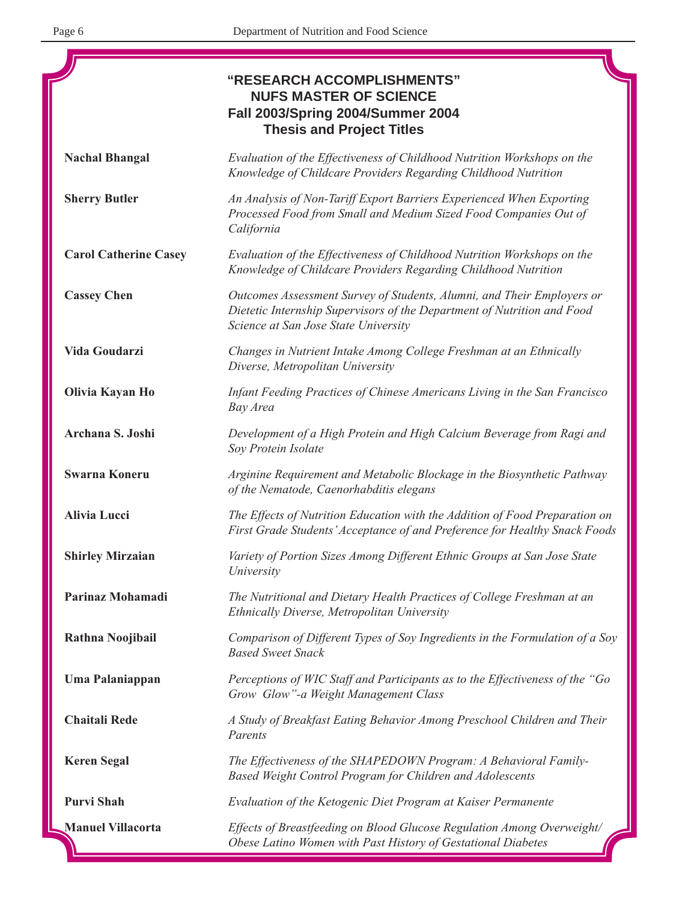# "RESEARCH ACCOMPLISHMENTS"
## NUFS MASTER OF SCIENCE
## Fall 2003/Spring 2004/Summer 2004
## Thesis and Project Titles

**Nachal Bhangal**
*Evaluation of the Effectiveness of Childhood Nutrition Workshops on the Knowledge of Childcare Providers Regarding Childhood Nutrition*

**Sherry Butler**
*An Analysis of Non-Tariff Export Barriers Experienced When Exporting Processed Food from Small and Medium Sized Food Companies Out of California*

**Carol Catherine Casey**
*Evaluation of the Effectiveness of Childhood Nutrition Workshops on the Knowledge of Childcare Providers Regarding Childhood Nutrition*

**Cassey Chen**
*Outcomes Assessment Survey of Students, Alumni, and Their Employers or Dietetic Internship Supervisors of the Department of Nutrition and Food Science at San Jose State University*

**Vida Goudarzi**
*Changes in Nutrient Intake Among College Freshman at an Ethnically Diverse, Metropolitan University*

**Olivia Kayan Ho**
*Infant Feeding Practices of Chinese Americans Living in the San Francisco Bay Area*

**Archana S. Joshi**
*Development of a High Protein and High Calcium Beverage from Ragi and Soy Protein Isolate*

**Swarna Koneru**
*Arginine Requirement and Metabolic Blockage in the Biosynthetic Pathway of the Nematode, Caenorhabditis elegans*

**Alivia Lucci**
*The Effects of Nutrition Education with the Addition of Food Preparation on First Grade Students' Acceptance of and Preference for Healthy Snack Foods*

**Shirley Mirzaian**
*Variety of Portion Sizes Among Different Ethnic Groups at San Jose State University*

**Parinaz Mohamadi**
*The Nutritional and Dietary Health Practices of College Freshman at an Ethnically Diverse, Metropolitan University*

**Rathna Noojibail**
*Comparison of Different Types of Soy Ingredients in the Formulation of a Soy Based Sweet Snack*

**Uma Palaniappan**
*Perceptions of WIC Staff and Participants as to the Effectiveness of the "Go Grow Glow"-a Weight Management Class*

**Chaitali Rede**
*A Study of Breakfast Eating Behavior Among Preschool Children and Their Parents*

**Keren Segal**
*The Effectiveness of the SHAPEDOWN Program: A Behavioral Family-Based Weight Control Program for Children and Adolescents*

**Purvi Shah**
*Evaluation of the Ketogenic Diet Program at Kaiser Permanente*

**Manuel Villacorta**
*Effects of Breastfeeding on Blood Glucose Regulation Among Overweight/ Obese Latino Women with Past History of Gestational Diabetes*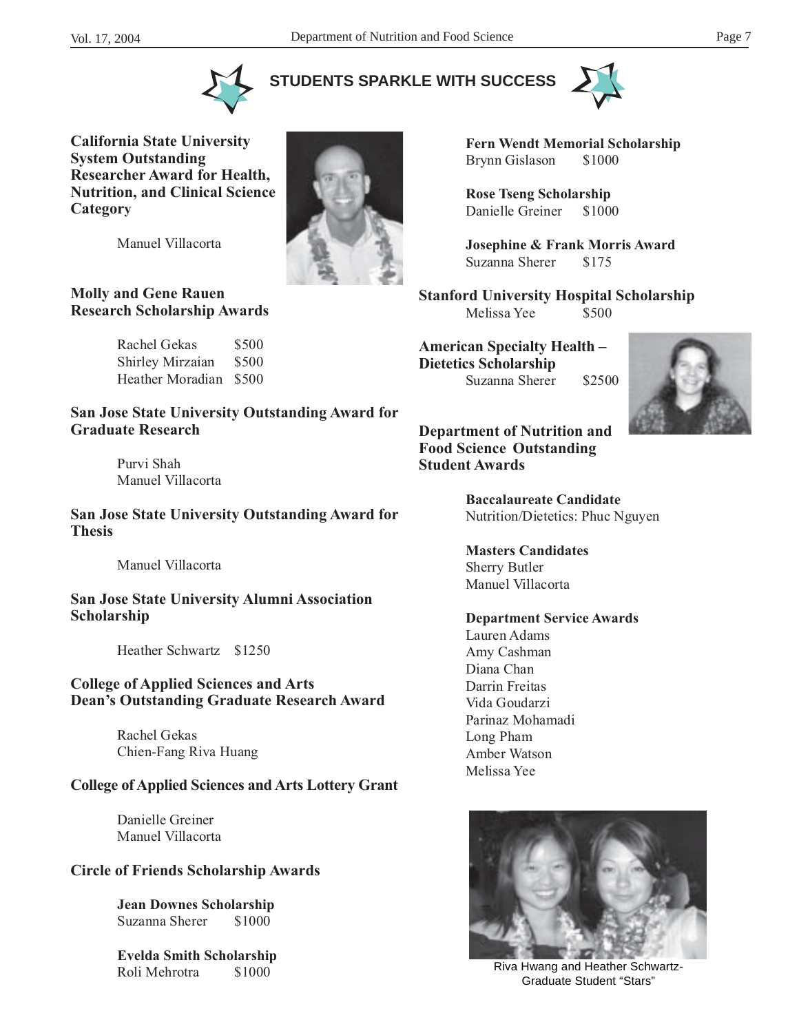# STUDENTS SPARKLE WITH SUCCESS

**California State University System Outstanding Researcher Award for Health, Nutrition, and Clinical Science Category**

Manuel Villacorta

**Molly and Gene Rauen Research Scholarship Awards**

Rachel Gekas $500
Shirley Mirzaian $500
Heather Moradian $500

**San Jose State University Outstanding Award for Graduate Research**

Purvi Shah
Manuel Villacorta

**San Jose State University Outstanding Award for Thesis**

Manuel Villacorta

**San Jose State University Alumni Association Scholarship**

Heather Schwartz $1250

**College of Applied Sciences and Arts Dean's Outstanding Graduate Research Award**

Rachel Gekas
Chien-Fang Riva Huang

**College of Applied Sciences and Arts Lottery Grant**

Danielle Greiner
Manuel Villacorta

**Circle of Friends Scholarship Awards**

**Jean Downes Scholarship**
Suzanna Sherer $1000

**Evelda Smith Scholarship**
Roli Mehrotra $1000

**Fern Wendt Memorial Scholarship**
Brynn Gislason $1000

**Rose Tseng Scholarship**
Danielle Greiner $1000

**Josephine & Frank Morris Award**
Suzanna Sherer $175

**Stanford University Hospital Scholarship**

Melissa Yee $500

**American Specialty Health – Dietetics Scholarship**

Suzanna Sherer $2500

**Department of Nutrition and Food Science Outstanding Student Awards**

**Baccalaureate Candidate**
Nutrition/Dietetics: Phuc Nguyen

**Masters Candidates**
Sherry Butler
Manuel Villacorta

**Department Service Awards**
Lauren Adams
Amy Cashman
Diana Chan
Darrin Freitas
Vida Goudarzi
Parinaz Mohamadi
Long Pham
Amber Watson
Melissa Yee

Riva Hwang and Heather Schwartz- Graduate Student "Stars"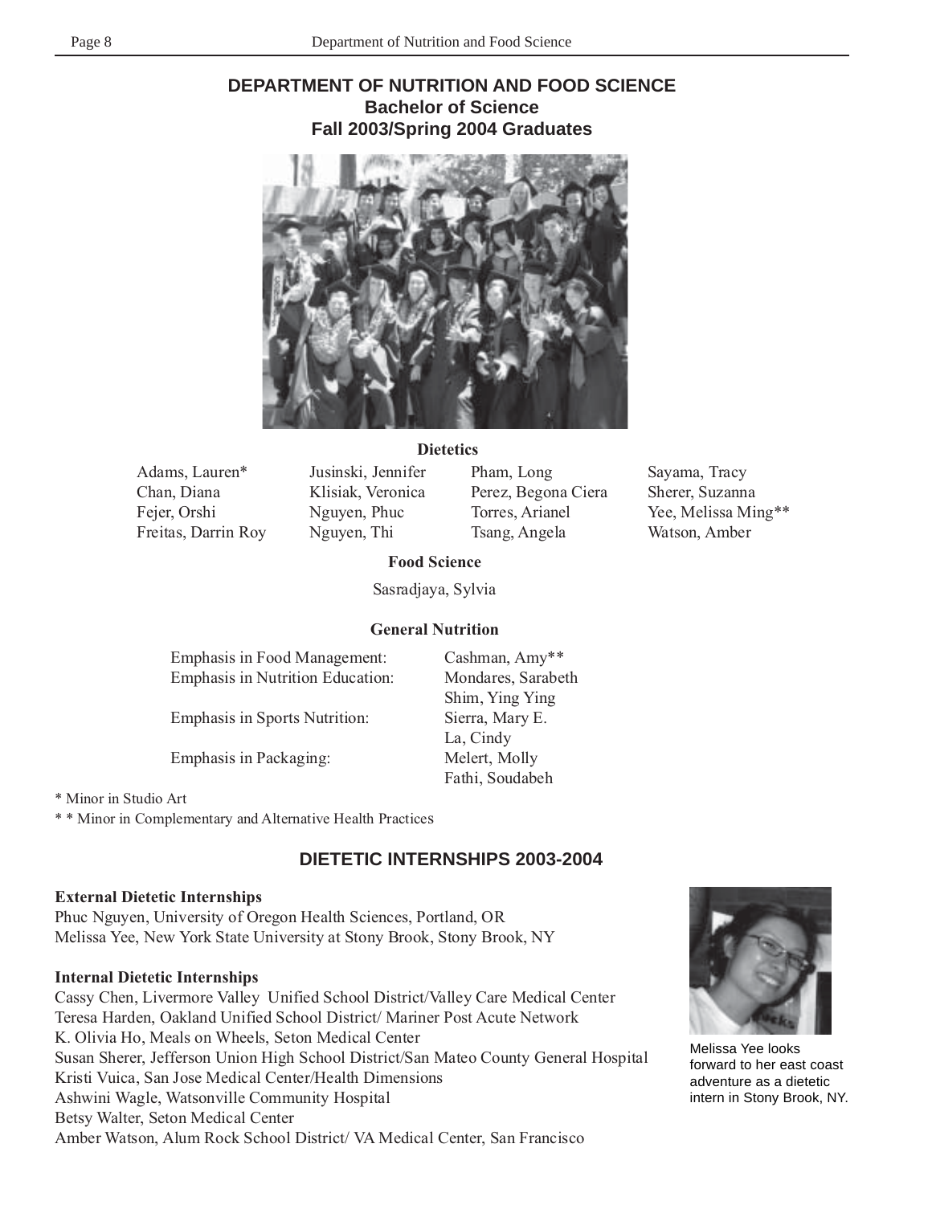# DEPARTMENT OF NUTRITION AND FOOD SCIENCE

## Bachelor of Science

## Fall 2003/Spring 2004 Graduates

### Dietetics

Adams, Lauren*
Chan, Diana
Fejer, Orshi
Freitas, Darrin Roy
Jusinski, Jennifer
Klisiak, Veronica
Nguyen, Phuc
Nguyen, Thi
Pham, Long
Perez, Begona Ciera
Torres, Arianel
Tsang, Angela
Sayama, Tracy
Sherer, Suzanna
Yee, Melissa Ming**
Watson, Amber

### Food Science

Sasradjaya, Sylvia

### General Nutrition

| | |
|---|---|
| Emphasis in Food Management: | Cashman, Amy** |
| Emphasis in Nutrition Education: | Mondares, Sarabeth |
| | Shim, Ying Ying |
| Emphasis in Sports Nutrition: | Sierra, Mary E. |
| | La, Cindy |
| Emphasis in Packaging: | Melert, Molly |
| | Fathi, Soudabeh |

\* Minor in Studio Art

\* \* Minor in Complementary and Alternative Health Practices

## DIETETIC INTERNSHIPS 2003-2004

**External Dietetic Internships**

Phuc Nguyen, University of Oregon Health Sciences, Portland, OR
Melissa Yee, New York State University at Stony Brook, Stony Brook, NY

**Internal Dietetic Internships**

Cassy Chen, Livermore Valley Unified School District/Valley Care Medical Center
Teresa Harden, Oakland Unified School District/ Mariner Post Acute Network
K. Olivia Ho, Meals on Wheels, Seton Medical Center
Susan Sherer, Jefferson Union High School District/San Mateo County General Hospital
Kristi Vuica, San Jose Medical Center/Health Dimensions
Ashwini Wagle, Watsonville Community Hospital
Betsy Walter, Seton Medical Center
Amber Watson, Alum Rock School District/ VA Medical Center, San Francisco

Melissa Yee looks forward to her east coast adventure as a dietetic intern in Stony Brook, NY.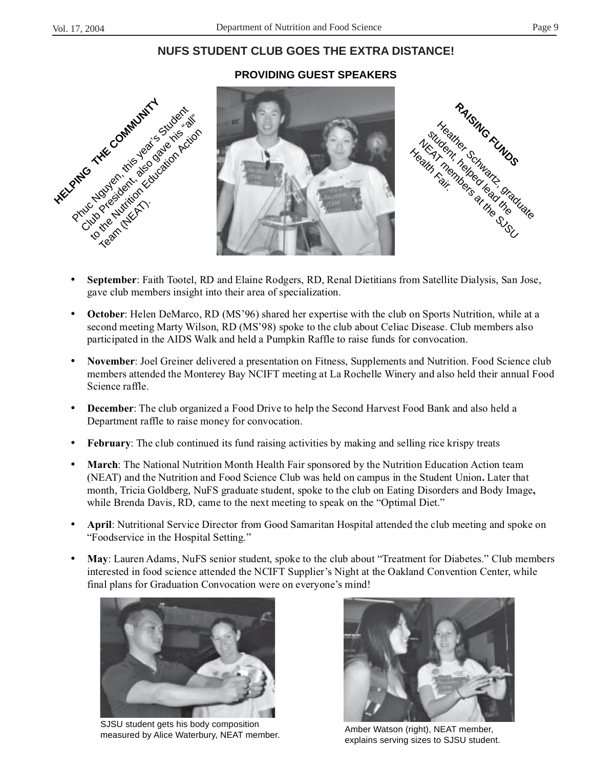## NUFS STUDENT CLUB GOES THE EXTRA DISTANCE!

### PROVIDING GUEST SPEAKERS

**HELPING THE COMMUNITY**

Phuc Nguyen, this year's Student Club President, also gave his "all" to the Nutrition Education Action Team (NEAT).

**RAISING FUNDS**

Heather Schwartz, graduate student, helped lead the NEAT members at the SJSU Health Fair.

- **September**: Faith Tootel, RD and Elaine Rodgers, RD, Renal Dietitians from Satellite Dialysis, San Jose, gave club members insight into their area of specialization.
- **October**: Helen DeMarco, RD (MS'96) shared her expertise with the club on Sports Nutrition, while at a second meeting Marty Wilson, RD (MS'98) spoke to the club about Celiac Disease. Club members also participated in the AIDS Walk and held a Pumpkin Raffle to raise funds for convocation.
- **November**: Joel Greiner delivered a presentation on Fitness, Supplements and Nutrition. Food Science club members attended the Monterey Bay NCIFT meeting at La Rochelle Winery and also held their annual Food Science raffle.
- **December**: The club organized a Food Drive to help the Second Harvest Food Bank and also held a Department raffle to raise money for convocation.
- **February**: The club continued its fund raising activities by making and selling rice krispy treats
- **March**: The National Nutrition Month Health Fair sponsored by the Nutrition Education Action team (NEAT) and the Nutrition and Food Science Club was held on campus in the Student Union. Later that month, Tricia Goldberg, NuFS graduate student, spoke to the club on Eating Disorders and Body Image, while Brenda Davis, RD, came to the next meeting to speak on the "Optimal Diet."
- **April**: Nutritional Service Director from Good Samaritan Hospital attended the club meeting and spoke on "Foodservice in the Hospital Setting."
- **May**: Lauren Adams, NuFS senior student, spoke to the club about "Treatment for Diabetes." Club members interested in food science attended the NCIFT Supplier's Night at the Oakland Convention Center, while final plans for Graduation Convocation were on everyone's mind!

SJSU student gets his body composition measured by Alice Waterbury, NEAT member.

Amber Watson (right), NEAT member, explains serving sizes to SJSU student.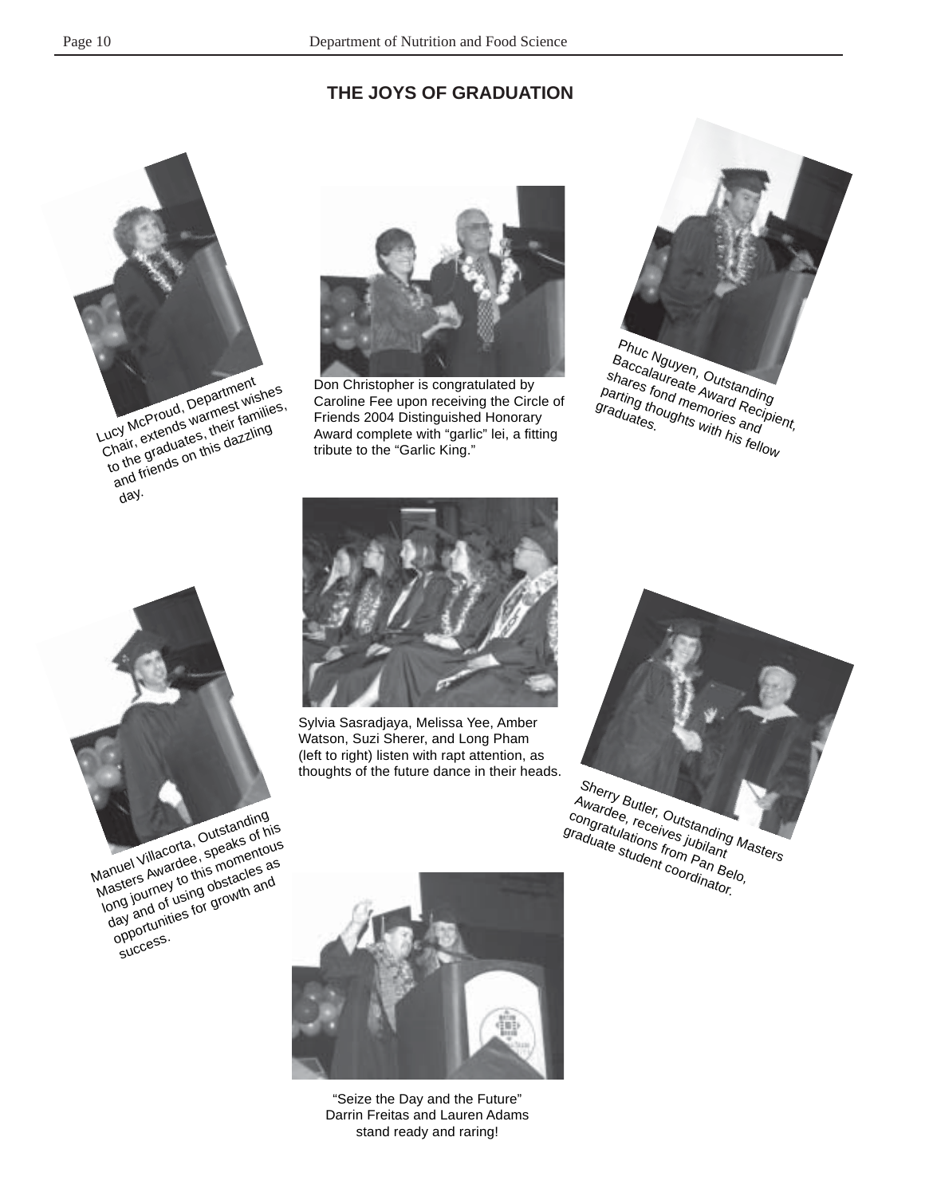# THE JOYS OF GRADUATION

Lucy McProud, Department Chair, extends warmest wishes to the graduates, their families, and friends on this dazzling day.

Don Christopher is congratulated by Caroline Fee upon receiving the Circle of Friends 2004 Distinguished Honorary Award complete with "garlic" lei, a fitting tribute to the "Garlic King."

Phuc Nguyen, Outstanding Baccalaureate Award Recipient, shares fond memories and parting thoughts with his fellow graduates.

Manuel Villacorta, Outstanding Masters Awardee, speaks of his long journey to this momentous day and of using obstacles as opportunities for growth and success.

Sylvia Sasradjaya, Melissa Yee, Amber Watson, Suzi Sherer, and Long Pham (left to right) listen with rapt attention, as thoughts of the future dance in their heads.

Sherry Butler, Outstanding Masters Awardee, receives jubilant congratulations from Pan Belo, graduate student coordinator.

"Seize the Day and the Future" Darrin Freitas and Lauren Adams stand ready and raring!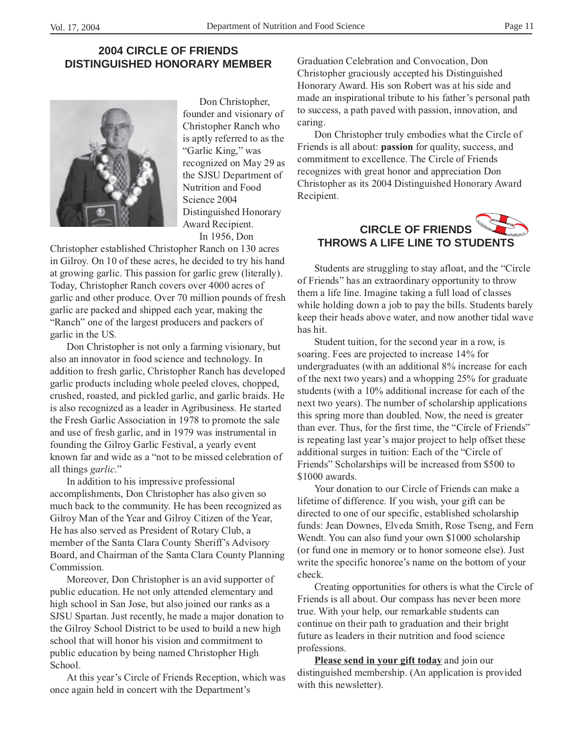## 2004 CIRCLE OF FRIENDS DISTINGUISHED HONORARY MEMBER

Don Christopher, founder and visionary of Christopher Ranch who is aptly referred to as the "Garlic King," was recognized on May 29 as the SJSU Department of Nutrition and Food Science 2004 Distinguished Honorary Award Recipient.

In 1956, Don Christopher established Christopher Ranch on 130 acres in Gilroy. On 10 of these acres, he decided to try his hand at growing garlic. This passion for garlic grew (literally). Today, Christopher Ranch covers over 4000 acres of garlic and other produce. Over 70 million pounds of fresh garlic are packed and shipped each year, making the "Ranch" one of the largest producers and packers of garlic in the US.

Don Christopher is not only a farming visionary, but also an innovator in food science and technology. In addition to fresh garlic, Christopher Ranch has developed garlic products including whole peeled cloves, chopped, crushed, roasted, and pickled garlic, and garlic braids. He is also recognized as a leader in Agribusiness. He started the Fresh Garlic Association in 1978 to promote the sale and use of fresh garlic, and in 1979 was instrumental in founding the Gilroy Garlic Festival, a yearly event known far and wide as a "not to be missed celebration of all things *garlic*."

In addition to his impressive professional accomplishments, Don Christopher has also given so much back to the community. He has been recognized as Gilroy Man of the Year and Gilroy Citizen of the Year, He has also served as President of Rotary Club, a member of the Santa Clara County Sheriff's Advisory Board, and Chairman of the Santa Clara County Planning Commission.

Moreover, Don Christopher is an avid supporter of public education. He not only attended elementary and high school in San Jose, but also joined our ranks as a SJSU Spartan. Just recently, he made a major donation to the Gilroy School District to be used to build a new high school that will honor his vision and commitment to public education by being named Christopher High School.

At this year's Circle of Friends Reception, which was once again held in concert with the Department's Graduation Celebration and Convocation, Don Christopher graciously accepted his Distinguished Honorary Award. His son Robert was at his side and made an inspirational tribute to his father's personal path to success, a path paved with passion, innovation, and caring.

Don Christopher truly embodies what the Circle of Friends is all about: **passion** for quality, success, and commitment to excellence. The Circle of Friends recognizes with great honor and appreciation Don Christopher as its 2004 Distinguished Honorary Award Recipient.

## CIRCLE OF FRIENDS THROWS A LIFE LINE TO STUDENTS

Students are struggling to stay afloat, and the "Circle of Friends" has an extraordinary opportunity to throw them a life line. Imagine taking a full load of classes while holding down a job to pay the bills. Students barely keep their heads above water, and now another tidal wave has hit.

Student tuition, for the second year in a row, is soaring. Fees are projected to increase 14% for undergraduates (with an additional 8% increase for each of the next two years) and a whopping 25% for graduate students (with a 10% additional increase for each of the next two years). The number of scholarship applications this spring more than doubled. Now, the need is greater than ever. Thus, for the first time, the "Circle of Friends" is repeating last year's major project to help offset these additional surges in tuition: Each of the "Circle of Friends" Scholarships will be increased from $500 to $1000 awards.

Your donation to our Circle of Friends can make a lifetime of difference. If you wish, your gift can be directed to one of our specific, established scholarship funds: Jean Downes, Elveda Smith, Rose Tseng, and Fern Wendt. You can also fund your own $1000 scholarship (or fund one in memory or to honor someone else). Just write the specific honoree's name on the bottom of your check.

Creating opportunities for others is what the Circle of Friends is all about. Our compass has never been more true. With your help, our remarkable students can continue on their path to graduation and their bright future as leaders in their nutrition and food science professions.

**Please send in your gift today** and join our distinguished membership. (An application is provided with this newsletter).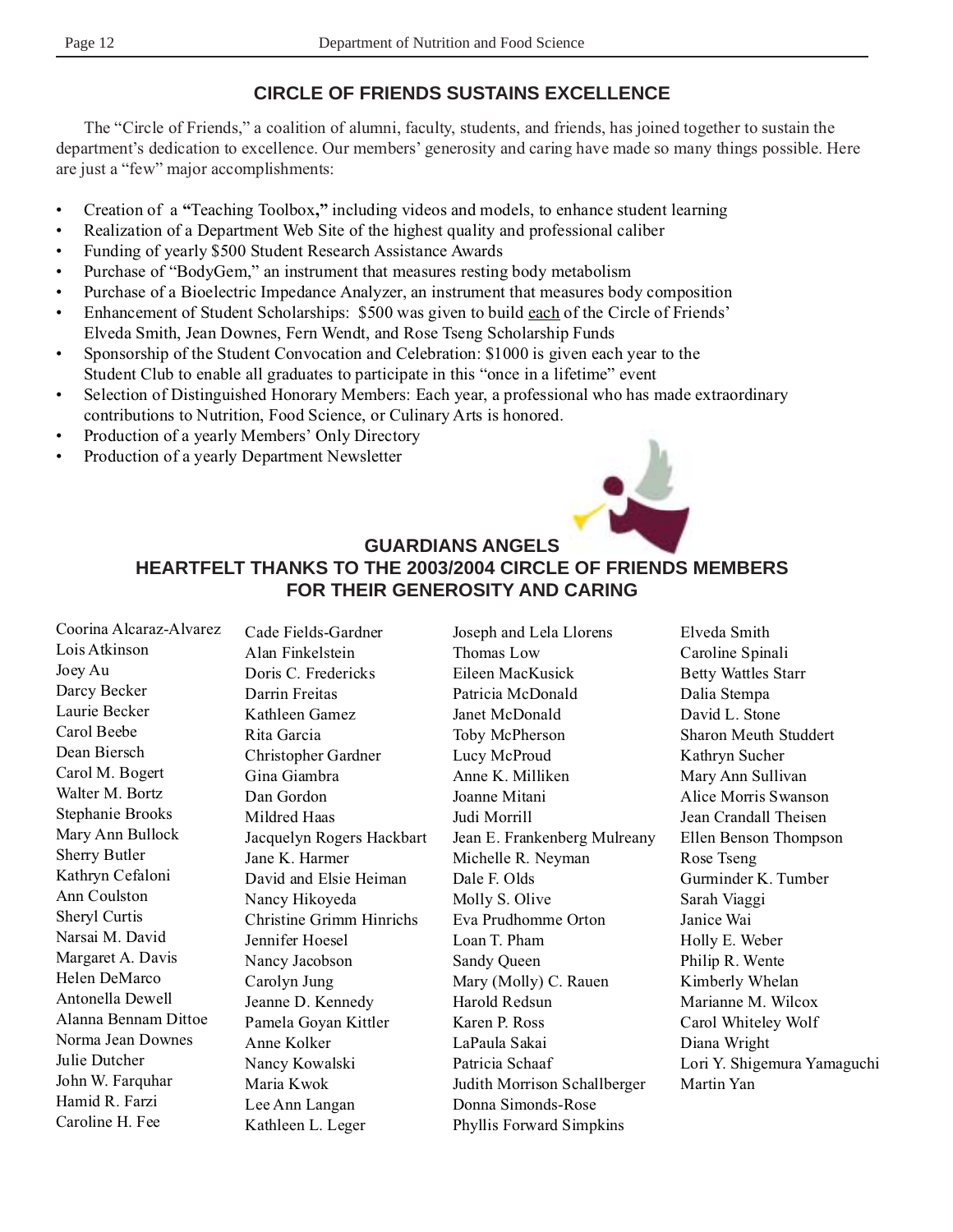## CIRCLE OF FRIENDS SUSTAINS EXCELLENCE

The "Circle of Friends," a coalition of alumni, faculty, students, and friends, has joined together to sustain the department's dedication to excellence. Our members' generosity and caring have made so many things possible. Here are just a "few" major accomplishments:

- Creation of a **"**Teaching Toolbox**,"** including videos and models, to enhance student learning
- Realization of a Department Web Site of the highest quality and professional caliber
- Funding of yearly $500 Student Research Assistance Awards
- Purchase of "BodyGem," an instrument that measures resting body metabolism
- Purchase of a Bioelectric Impedance Analyzer, an instrument that measures body composition
- Enhancement of Student Scholarships: $500 was given to build each of the Circle of Friends' Elveda Smith, Jean Downes, Fern Wendt, and Rose Tseng Scholarship Funds
- Sponsorship of the Student Convocation and Celebration: $1000 is given each year to the Student Club to enable all graduates to participate in this "once in a lifetime" event
- Selection of Distinguished Honorary Members: Each year, a professional who has made extraordinary contributions to Nutrition, Food Science, or Culinary Arts is honored.
- Production of a yearly Members' Only Directory
- Production of a yearly Department Newsletter

## GUARDIANS ANGELS
## HEARTFELT THANKS TO THE 2003/2004 CIRCLE OF FRIENDS MEMBERS FOR THEIR GENEROSITY AND CARING

Coorina Alcaraz-Alvarez
Lois Atkinson
Joey Au
Darcy Becker
Laurie Becker
Carol Beebe
Dean Biersch
Carol M. Bogert
Walter M. Bortz
Stephanie Brooks
Mary Ann Bullock
Sherry Butler
Kathryn Cefaloni
Ann Coulston
Sheryl Curtis
Narsai M. David
Margaret A. Davis
Helen DeMarco
Antonella Dewell
Alanna Bennam Dittoe
Norma Jean Downes
Julie Dutcher
John W. Farquhar
Hamid R. Farzi
Caroline H. Fee
Cade Fields-Gardner
Alan Finkelstein
Doris C. Fredericks
Darrin Freitas
Kathleen Gamez
Rita Garcia
Christopher Gardner
Gina Giambra
Dan Gordon
Mildred Haas
Jacquelyn Rogers Hackbart
Jane K. Harmer
David and Elsie Heiman
Nancy Hikoyeda
Christine Grimm Hinrichs
Jennifer Hoesel
Nancy Jacobson
Carolyn Jung
Jeanne D. Kennedy
Pamela Goyan Kittler
Anne Kolker
Nancy Kowalski
Maria Kwok
Lee Ann Langan
Kathleen L. Leger
Joseph and Lela Llorens
Thomas Low
Eileen MacKusick
Patricia McDonald
Janet McDonald
Toby McPherson
Lucy McProud
Anne K. Milliken
Joanne Mitani
Judi Morrill
Jean E. Frankenberg Mulreany
Michelle R. Neyman
Dale F. Olds
Molly S. Olive
Eva Prudhomme Orton
Loan T. Pham
Sandy Queen
Mary (Molly) C. Rauen
Harold Redsun
Karen P. Ross
LaPaula Sakai
Patricia Schaaf
Judith Morrison Schallberger
Donna Simonds-Rose
Phyllis Forward Simpkins
Elveda Smith
Caroline Spinali
Betty Wattles Starr
Dalia Stempa
David L. Stone
Sharon Meuth Studdert
Kathryn Sucher
Mary Ann Sullivan
Alice Morris Swanson
Jean Crandall Theisen
Ellen Benson Thompson
Rose Tseng
Gurminder K. Tumber
Sarah Viaggi
Janice Wai
Holly E. Weber
Philip R. Wente
Kimberly Whelan
Marianne M. Wilcox
Carol Whiteley Wolf
Diana Wright
Lori Y. Shigemura Yamaguchi
Martin Yan